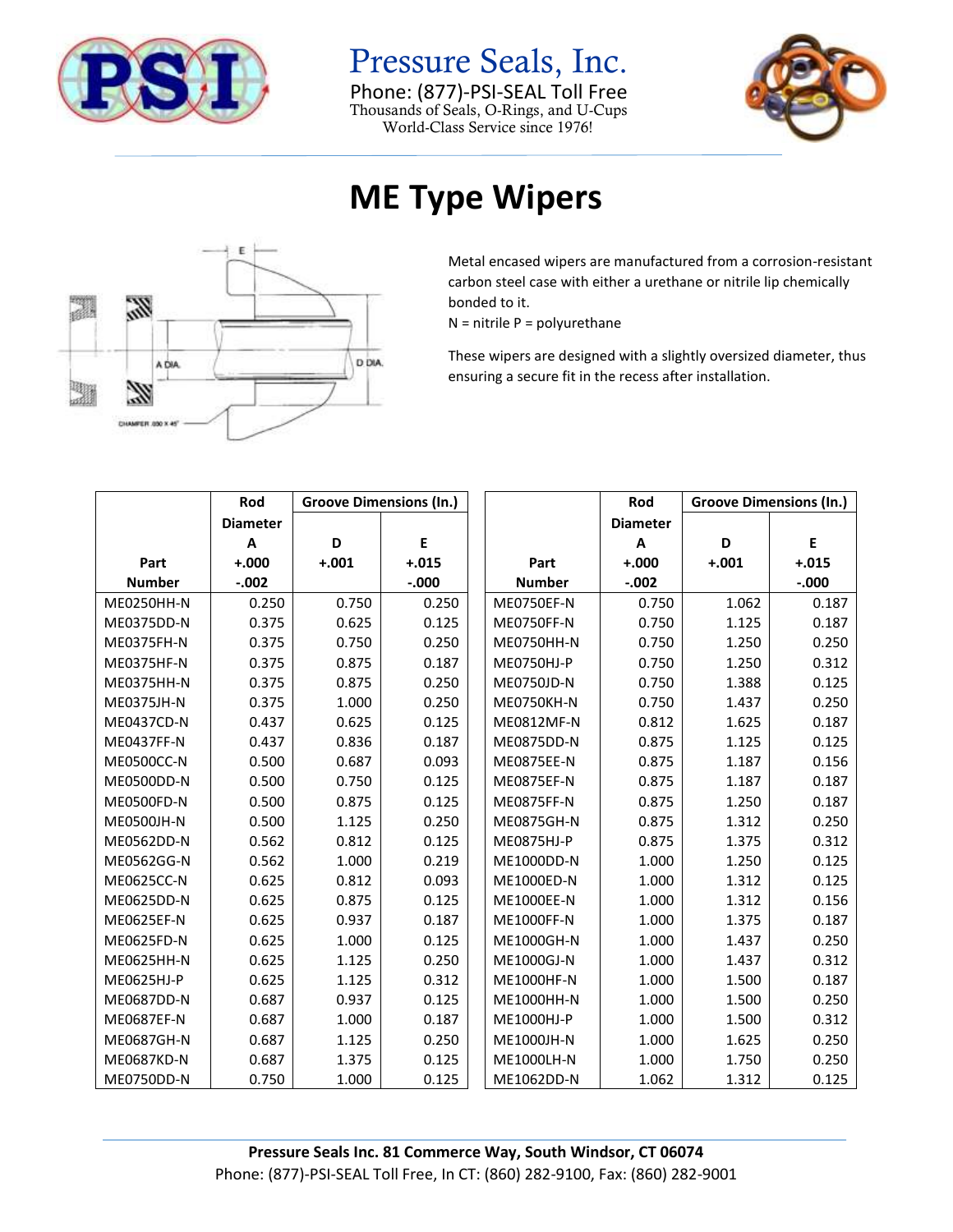Pressure Seals, Inc.

Phone: (877)-PSI-SEAL Toll Free

Thousands of Seals, O-Rings, and U-Cups

World-Class Service since 1976!

# ME Type Wipers

E

A DIA.

D DIA.

CHAMFER .030 X 45°

Metal encased wipers are manufactured from a corrosion-resistant carbon steel case with either a urethane or nitrile lip chemically bonded to it.

N = nitrile P = polyurethane

These wipers are designed with a slightly oversized diameter, thus ensuring a secure fit in the recess after installation.

| Part Number | Rod Diameter A +.000 -.002 | Groove Dimensions (In.) D +.001 | E +.015 -.000 |
|---|---|---|---|
| ME0250HH-N | 0.250 | 0.750 | 0.250 |
| ME0375DD-N | 0.375 | 0.625 | 0.125 |
| ME0375FH-N | 0.375 | 0.750 | 0.250 |
| ME0375HF-N | 0.375 | 0.875 | 0.187 |
| ME0375HH-N | 0.375 | 0.875 | 0.250 |
| ME0375JH-N | 0.375 | 1.000 | 0.250 |
| ME0437CD-N | 0.437 | 0.625 | 0.125 |
| ME0437FF-N | 0.437 | 0.836 | 0.187 |
| ME0500CC-N | 0.500 | 0.687 | 0.093 |
| ME0500DD-N | 0.500 | 0.750 | 0.125 |
| ME0500FD-N | 0.500 | 0.875 | 0.125 |
| ME0500JH-N | 0.500 | 1.125 | 0.250 |
| ME0562DD-N | 0.562 | 0.812 | 0.125 |
| ME0562GG-N | 0.562 | 1.000 | 0.219 |
| ME0625CC-N | 0.625 | 0.812 | 0.093 |
| ME0625DD-N | 0.625 | 0.875 | 0.125 |
| ME0625EF-N | 0.625 | 0.937 | 0.187 |
| ME0625FD-N | 0.625 | 1.000 | 0.125 |
| ME0625HH-N | 0.625 | 1.125 | 0.250 |
| ME0625HJ-P | 0.625 | 1.125 | 0.312 |
| ME0687DD-N | 0.687 | 0.937 | 0.125 |
| ME0687EF-N | 0.687 | 1.000 | 0.187 |
| ME0687GH-N | 0.687 | 1.125 | 0.250 |
| ME0687KD-N | 0.687 | 1.375 | 0.125 |
| ME0750DD-N | 0.750 | 1.000 | 0.125 |
| ME0750EF-N | 0.750 | 1.062 | 0.187 |
| ME0750FF-N | 0.750 | 1.125 | 0.187 |
| ME0750HH-N | 0.750 | 1.250 | 0.250 |
| ME0750HJ-P | 0.750 | 1.250 | 0.312 |
| ME0750JD-N | 0.750 | 1.388 | 0.125 |
| ME0750KH-N | 0.750 | 1.437 | 0.250 |
| ME0812MF-N | 0.812 | 1.625 | 0.187 |
| ME0875DD-N | 0.875 | 1.125 | 0.125 |
| ME0875EE-N | 0.875 | 1.187 | 0.156 |
| ME0875EF-N | 0.875 | 1.187 | 0.187 |
| ME0875FF-N | 0.875 | 1.250 | 0.187 |
| ME0875GH-N | 0.875 | 1.312 | 0.250 |
| ME0875HJ-P | 0.875 | 1.375 | 0.312 |
| ME1000DD-N | 1.000 | 1.250 | 0.125 |
| ME1000ED-N | 1.000 | 1.312 | 0.125 |
| ME1000EE-N | 1.000 | 1.312 | 0.156 |
| ME1000FF-N | 1.000 | 1.375 | 0.187 |
| ME1000GH-N | 1.000 | 1.437 | 0.250 |
| ME1000GJ-N | 1.000 | 1.437 | 0.312 |
| ME1000HF-N | 1.000 | 1.500 | 0.187 |
| ME1000HH-N | 1.000 | 1.500 | 0.250 |
| ME1000HJ-P | 1.000 | 1.500 | 0.312 |
| ME1000JH-N | 1.000 | 1.625 | 0.250 |
| ME1000LH-N | 1.000 | 1.750 | 0.250 |
| ME1062DD-N | 1.062 | 1.312 | 0.125 |

**Pressure Seals Inc. 81 Commerce Way, South Windsor, CT 06074**

Phone: (877)-PSI-SEAL Toll Free, In CT: (860) 282-9100, Fax: (860) 282-9001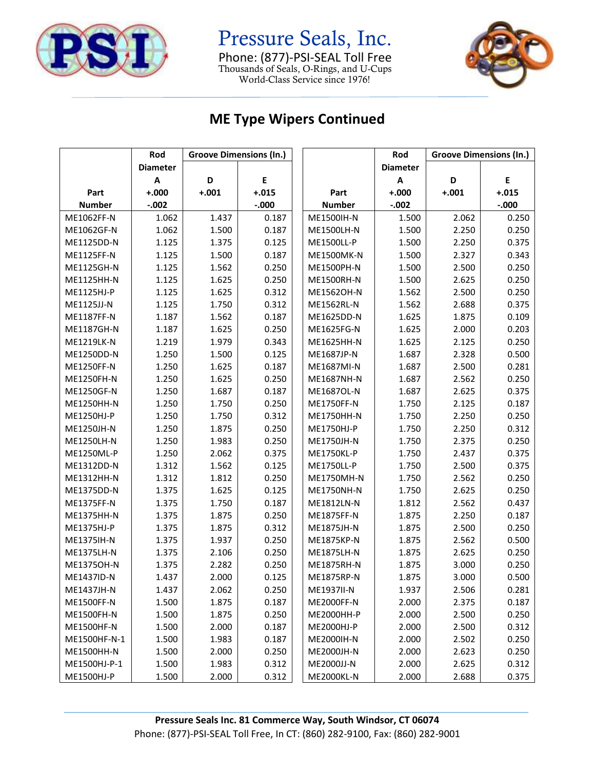## ME Type Wipers Continued

| Part Number | Rod Diameter A +.000 -.002 | Groove Dimensions (In.) D +.001 | E +.015 -.000 |
|---|---|---|---|
| ME1062FF-N | 1.062 | 1.437 | 0.187 |
| ME1062GF-N | 1.062 | 1.500 | 0.187 |
| ME1125DD-N | 1.125 | 1.375 | 0.125 |
| ME1125FF-N | 1.125 | 1.500 | 0.187 |
| ME1125GH-N | 1.125 | 1.562 | 0.250 |
| ME1125HH-N | 1.125 | 1.625 | 0.250 |
| ME1125HJ-P | 1.125 | 1.625 | 0.312 |
| ME1125JJ-N | 1.125 | 1.750 | 0.312 |
| ME1187FF-N | 1.187 | 1.562 | 0.187 |
| ME1187GH-N | 1.187 | 1.625 | 0.250 |
| ME1219LK-N | 1.219 | 1.979 | 0.343 |
| ME1250DD-N | 1.250 | 1.500 | 0.125 |
| ME1250FF-N | 1.250 | 1.625 | 0.187 |
| ME1250FH-N | 1.250 | 1.625 | 0.250 |
| ME1250GF-N | 1.250 | 1.687 | 0.187 |
| ME1250HH-N | 1.250 | 1.750 | 0.250 |
| ME1250HJ-P | 1.250 | 1.750 | 0.312 |
| ME1250JH-N | 1.250 | 1.875 | 0.250 |
| ME1250LH-N | 1.250 | 1.983 | 0.250 |
| ME1250ML-P | 1.250 | 2.062 | 0.375 |
| ME1312DD-N | 1.312 | 1.562 | 0.125 |
| ME1312HH-N | 1.312 | 1.812 | 0.250 |
| ME1375DD-N | 1.375 | 1.625 | 0.125 |
| ME1375FF-N | 1.375 | 1.750 | 0.187 |
| ME1375HH-N | 1.375 | 1.875 | 0.250 |
| ME1375HJ-P | 1.375 | 1.875 | 0.312 |
| ME1375IH-N | 1.375 | 1.937 | 0.250 |
| ME1375LH-N | 1.375 | 2.106 | 0.250 |
| ME1375OH-N | 1.375 | 2.282 | 0.250 |
| ME1437ID-N | 1.437 | 2.000 | 0.125 |
| ME1437JH-N | 1.437 | 2.062 | 0.250 |
| ME1500FF-N | 1.500 | 1.875 | 0.187 |
| ME1500FH-N | 1.500 | 1.875 | 0.250 |
| ME1500HF-N | 1.500 | 2.000 | 0.187 |
| ME1500HF-N-1 | 1.500 | 1.983 | 0.187 |
| ME1500HH-N | 1.500 | 2.000 | 0.250 |
| ME1500HJ-P-1 | 1.500 | 1.983 | 0.312 |
| ME1500HJ-P | 1.500 | 2.000 | 0.312 |
| ME1500IH-N | 1.500 | 2.062 | 0.250 |
| ME1500LH-N | 1.500 | 2.250 | 0.250 |
| ME1500LL-P | 1.500 | 2.250 | 0.375 |
| ME1500MK-N | 1.500 | 2.327 | 0.343 |
| ME1500PH-N | 1.500 | 2.500 | 0.250 |
| ME1500RH-N | 1.500 | 2.625 | 0.250 |
| ME1562OH-N | 1.562 | 2.500 | 0.250 |
| ME1562RL-N | 1.562 | 2.688 | 0.375 |
| ME1625DD-N | 1.625 | 1.875 | 0.109 |
| ME1625FG-N | 1.625 | 2.000 | 0.203 |
| ME1625HH-N | 1.625 | 2.125 | 0.250 |
| ME1687JP-N | 1.687 | 2.328 | 0.500 |
| ME1687MI-N | 1.687 | 2.500 | 0.281 |
| ME1687NH-N | 1.687 | 2.562 | 0.250 |
| ME1687OL-N | 1.687 | 2.625 | 0.375 |
| ME1750FF-N | 1.750 | 2.125 | 0.187 |
| ME1750HH-N | 1.750 | 2.250 | 0.250 |
| ME1750HJ-P | 1.750 | 2.250 | 0.312 |
| ME1750JH-N | 1.750 | 2.375 | 0.250 |
| ME1750KL-P | 1.750 | 2.437 | 0.375 |
| ME1750LL-P | 1.750 | 2.500 | 0.375 |
| ME1750MH-N | 1.750 | 2.562 | 0.250 |
| ME1750NH-N | 1.750 | 2.625 | 0.250 |
| ME1812LN-N | 1.812 | 2.562 | 0.437 |
| ME1875FF-N | 1.875 | 2.250 | 0.187 |
| ME1875JH-N | 1.875 | 2.500 | 0.250 |
| ME1875KP-N | 1.875 | 2.562 | 0.500 |
| ME1875LH-N | 1.875 | 2.625 | 0.250 |
| ME1875RH-N | 1.875 | 3.000 | 0.250 |
| ME1875RP-N | 1.875 | 3.000 | 0.500 |
| ME1937II-N | 1.937 | 2.506 | 0.281 |
| ME2000FF-N | 2.000 | 2.375 | 0.187 |
| ME2000HH-P | 2.000 | 2.500 | 0.250 |
| ME2000HJ-P | 2.000 | 2.500 | 0.312 |
| ME2000IH-N | 2.000 | 2.502 | 0.250 |
| ME2000JH-N | 2.000 | 2.623 | 0.250 |
| ME2000JJ-N | 2.000 | 2.625 | 0.312 |
| ME2000KL-N | 2.000 | 2.688 | 0.375 |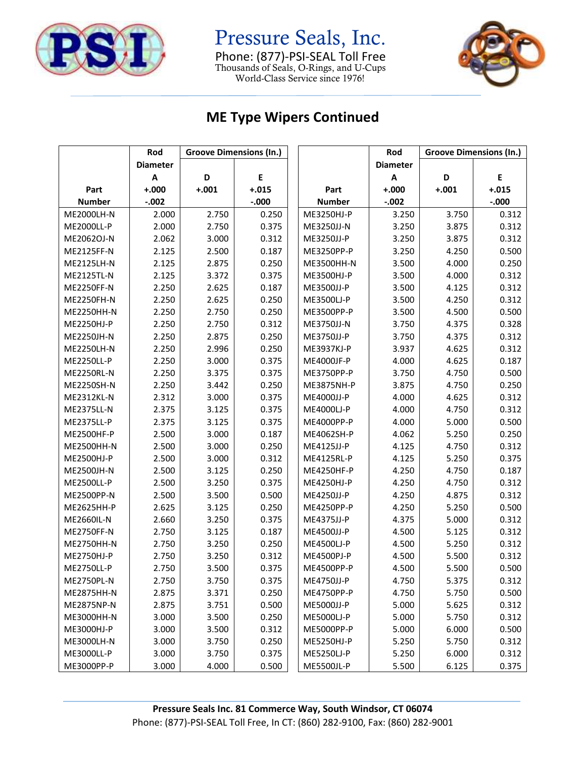# ME Type Wipers Continued

| Part Number | Rod Diameter A +.000 -.002 | Groove Dimensions (In.) D +.001 | E +.015 -.000 |
|---|---|---|---|
| ME2000LH-N | 2.000 | 2.750 | 0.250 |
| ME2000LL-P | 2.000 | 2.750 | 0.375 |
| ME2062OJ-N | 2.062 | 3.000 | 0.312 |
| ME2125FF-N | 2.125 | 2.500 | 0.187 |
| ME2125LH-N | 2.125 | 2.875 | 0.250 |
| ME2125TL-N | 2.125 | 3.372 | 0.375 |
| ME2250FF-N | 2.250 | 2.625 | 0.187 |
| ME2250FH-N | 2.250 | 2.625 | 0.250 |
| ME2250HH-N | 2.250 | 2.750 | 0.250 |
| ME2250HJ-P | 2.250 | 2.750 | 0.312 |
| ME2250JH-N | 2.250 | 2.875 | 0.250 |
| ME2250LH-N | 2.250 | 2.996 | 0.250 |
| ME2250LL-P | 2.250 | 3.000 | 0.375 |
| ME2250RL-N | 2.250 | 3.375 | 0.375 |
| ME2250SH-N | 2.250 | 3.442 | 0.250 |
| ME2312KL-N | 2.312 | 3.000 | 0.375 |
| ME2375LL-N | 2.375 | 3.125 | 0.375 |
| ME2375LL-P | 2.375 | 3.125 | 0.375 |
| ME2500HF-P | 2.500 | 3.000 | 0.187 |
| ME2500HH-N | 2.500 | 3.000 | 0.250 |
| ME2500HJ-P | 2.500 | 3.000 | 0.312 |
| ME2500JH-N | 2.500 | 3.125 | 0.250 |
| ME2500LL-P | 2.500 | 3.250 | 0.375 |
| ME2500PP-N | 2.500 | 3.500 | 0.500 |
| ME2625HH-P | 2.625 | 3.125 | 0.250 |
| ME2660IL-N | 2.660 | 3.250 | 0.375 |
| ME2750FF-N | 2.750 | 3.125 | 0.187 |
| ME2750HH-N | 2.750 | 3.250 | 0.250 |
| ME2750HJ-P | 2.750 | 3.250 | 0.312 |
| ME2750LL-P | 2.750 | 3.500 | 0.375 |
| ME2750PL-N | 2.750 | 3.750 | 0.375 |
| ME2875HH-N | 2.875 | 3.371 | 0.250 |
| ME2875NP-N | 2.875 | 3.751 | 0.500 |
| ME3000HH-N | 3.000 | 3.500 | 0.250 |
| ME3000HJ-P | 3.000 | 3.500 | 0.312 |
| ME3000LH-N | 3.000 | 3.750 | 0.250 |
| ME3000LL-P | 3.000 | 3.750 | 0.375 |
| ME3000PP-P | 3.000 | 4.000 | 0.500 |
| ME3250HJ-P | 3.250 | 3.750 | 0.312 |
| ME3250JJ-N | 3.250 | 3.875 | 0.312 |
| ME3250JJ-P | 3.250 | 3.875 | 0.312 |
| ME3250PP-P | 3.250 | 4.250 | 0.500 |
| ME3500HH-N | 3.500 | 4.000 | 0.250 |
| ME3500HJ-P | 3.500 | 4.000 | 0.312 |
| ME3500JJ-P | 3.500 | 4.125 | 0.312 |
| ME3500LJ-P | 3.500 | 4.250 | 0.312 |
| ME3500PP-P | 3.500 | 4.500 | 0.500 |
| ME3750JJ-N | 3.750 | 4.375 | 0.328 |
| ME3750JJ-P | 3.750 | 4.375 | 0.312 |
| ME3937KJ-P | 3.937 | 4.625 | 0.312 |
| ME4000JF-P | 4.000 | 4.625 | 0.187 |
| ME3750PP-P | 3.750 | 4.750 | 0.500 |
| ME3875NH-P | 3.875 | 4.750 | 0.250 |
| ME4000JJ-P | 4.000 | 4.625 | 0.312 |
| ME4000LJ-P | 4.000 | 4.750 | 0.312 |
| ME4000PP-P | 4.000 | 5.000 | 0.500 |
| ME4062SH-P | 4.062 | 5.250 | 0.250 |
| ME4125JJ-P | 4.125 | 4.750 | 0.312 |
| ME4125RL-P | 4.125 | 5.250 | 0.375 |
| ME4250HF-P | 4.250 | 4.750 | 0.187 |
| ME4250HJ-P | 4.250 | 4.750 | 0.312 |
| ME4250JJ-P | 4.250 | 4.875 | 0.312 |
| ME4250PP-P | 4.250 | 5.250 | 0.500 |
| ME4375JJ-P | 4.375 | 5.000 | 0.312 |
| ME4500JJ-P | 4.500 | 5.125 | 0.312 |
| ME4500LJ-P | 4.500 | 5.250 | 0.312 |
| ME4500PJ-P | 4.500 | 5.500 | 0.312 |
| ME4500PP-P | 4.500 | 5.500 | 0.500 |
| ME4750JJ-P | 4.750 | 5.375 | 0.312 |
| ME4750PP-P | 4.750 | 5.750 | 0.500 |
| ME5000JJ-P | 5.000 | 5.625 | 0.312 |
| ME5000LJ-P | 5.000 | 5.750 | 0.312 |
| ME5000PP-P | 5.000 | 6.000 | 0.500 |
| ME5250HJ-P | 5.250 | 5.750 | 0.312 |
| ME5250LJ-P | 5.250 | 6.000 | 0.312 |
| ME5500JL-P | 5.500 | 6.125 | 0.375 |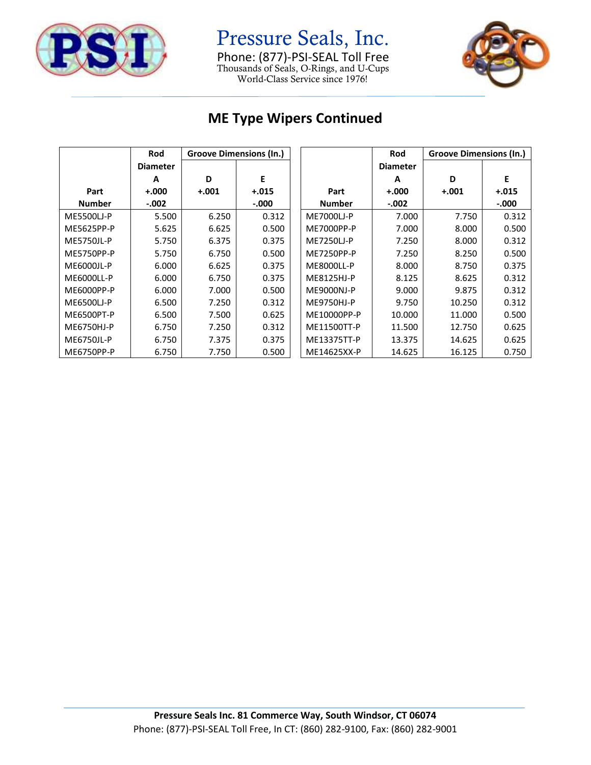Pressure Seals, Inc.

Phone: (877)-PSI-SEAL Toll Free

Thousands of Seals, O-Rings, and U-Cups

World-Class Service since 1976!

## ME Type Wipers Continued

| Part Number | Rod Diameter A +.000 -.002 | Groove Dimensions (In.) D +.001 | E +.015 -.000 |
|---|---|---|---|
| ME5500LJ-P | 5.500 | 6.250 | 0.312 |
| ME5625PP-P | 5.625 | 6.625 | 0.500 |
| ME5750JL-P | 5.750 | 6.375 | 0.375 |
| ME5750PP-P | 5.750 | 6.750 | 0.500 |
| ME6000JL-P | 6.000 | 6.625 | 0.375 |
| ME6000LL-P | 6.000 | 6.750 | 0.375 |
| ME6000PP-P | 6.000 | 7.000 | 0.500 |
| ME6500LJ-P | 6.500 | 7.250 | 0.312 |
| ME6500PT-P | 6.500 | 7.500 | 0.625 |
| ME6750HJ-P | 6.750 | 7.250 | 0.312 |
| ME6750JL-P | 6.750 | 7.375 | 0.375 |
| ME6750PP-P | 6.750 | 7.750 | 0.500 |
| ME7000LJ-P | 7.000 | 7.750 | 0.312 |
| ME7000PP-P | 7.000 | 8.000 | 0.500 |
| ME7250LJ-P | 7.250 | 8.000 | 0.312 |
| ME7250PP-P | 7.250 | 8.250 | 0.500 |
| ME8000LL-P | 8.000 | 8.750 | 0.375 |
| ME8125HJ-P | 8.125 | 8.625 | 0.312 |
| ME9000NJ-P | 9.000 | 9.875 | 0.312 |
| ME9750HJ-P | 9.750 | 10.250 | 0.312 |
| ME10000PP-P | 10.000 | 11.000 | 0.500 |
| ME11500TT-P | 11.500 | 12.750 | 0.625 |
| ME13375TT-P | 13.375 | 14.625 | 0.625 |
| ME14625XX-P | 14.625 | 16.125 | 0.750 |

**Pressure Seals Inc. 81 Commerce Way, South Windsor, CT 06074**

Phone: (877)-PSI-SEAL Toll Free, In CT: (860) 282-9100, Fax: (860) 282-9001